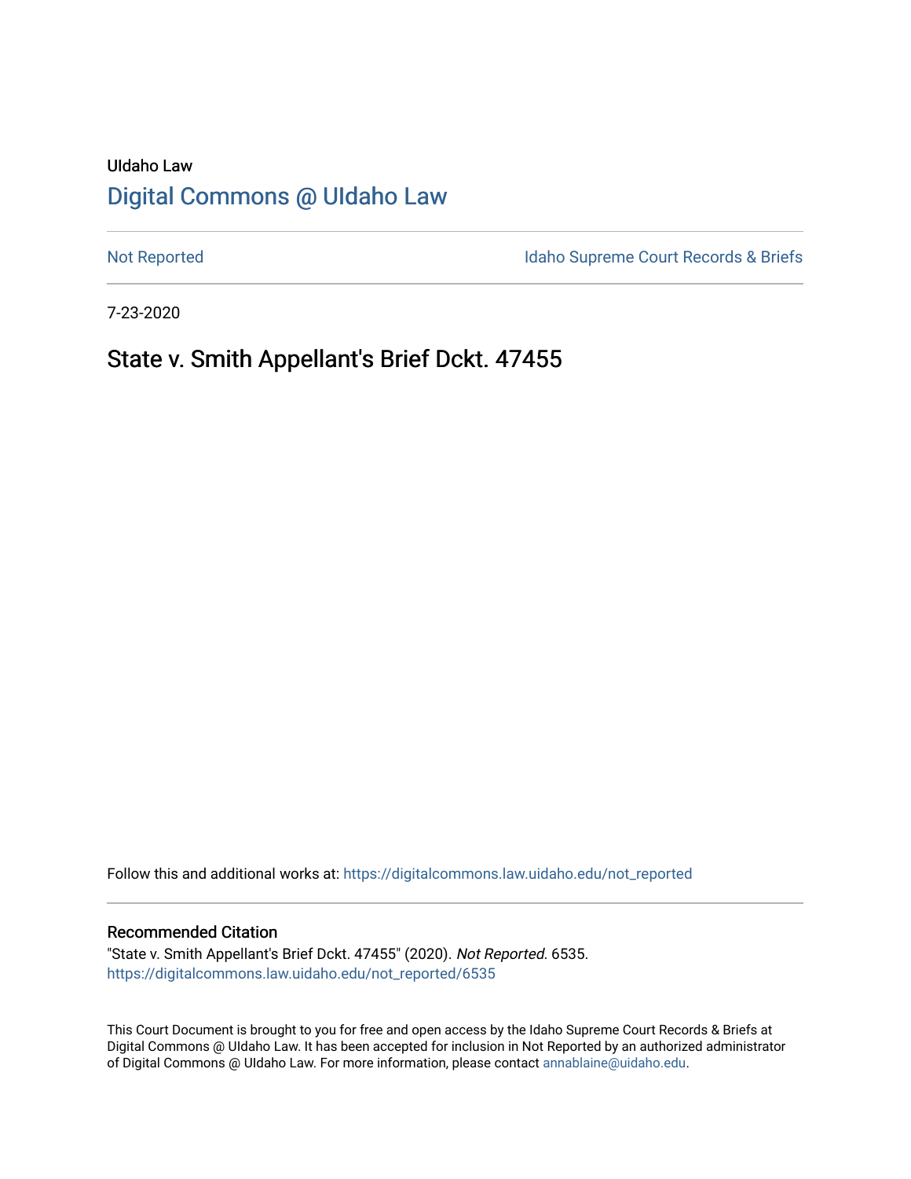UIdaho Law

# Digital Commons @ UIdaho Law

Not Reported

Idaho Supreme Court Records & Briefs

7-23-2020

## State v. Smith Appellant's Brief Dckt. 47455

Follow this and additional works at: https://digitalcommons.law.uidaho.edu/not_reported

### Recommended Citation

"State v. Smith Appellant's Brief Dckt. 47455" (2020). *Not Reported*. 6535.
https://digitalcommons.law.uidaho.edu/not_reported/6535

This Court Document is brought to you for free and open access by the Idaho Supreme Court Records & Briefs at Digital Commons @ UIdaho Law. It has been accepted for inclusion in Not Reported by an authorized administrator of Digital Commons @ UIdaho Law. For more information, please contact annablaine@uidaho.edu.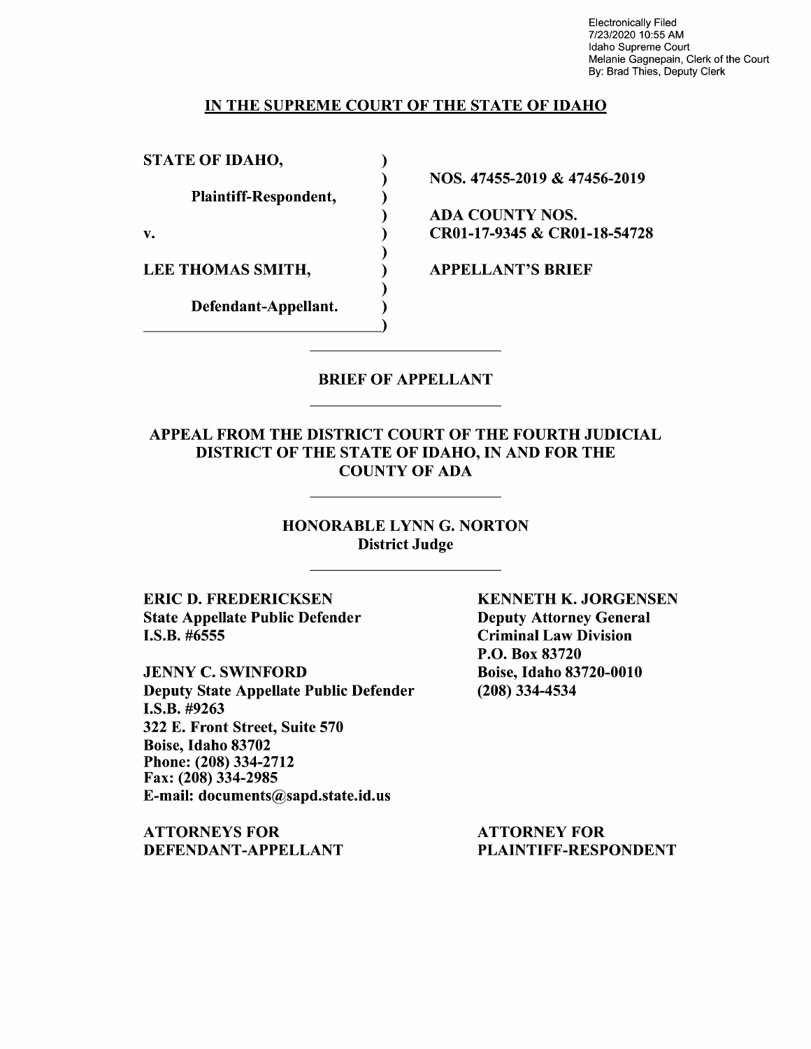Electronically Filed
7/23/2020 10:55 AM
Idaho Supreme Court
Melanie Gagnepain, Clerk of the Court
By: Brad Thies, Deputy Clerk

## IN THE SUPREME COURT OF THE STATE OF IDAHO

| | |
|---|---|
| **STATE OF IDAHO,** | **NOS. 47455-2019 & 47456-2019** |
| **Plaintiff-Respondent,** | **ADA COUNTY NOS. CR01-17-9345 & CR01-18-54728** |
| **v.** | |
| **LEE THOMAS SMITH,** | **APPELLANT'S BRIEF** |
| **Defendant-Appellant.** | |

## BRIEF OF APPELLANT

## APPEAL FROM THE DISTRICT COURT OF THE FOURTH JUDICIAL DISTRICT OF THE STATE OF IDAHO, IN AND FOR THE COUNTY OF ADA

**HONORABLE LYNN G. NORTON**
**District Judge**

**ERIC D. FREDERICKSEN**
**State Appellate Public Defender**
**I.S.B. #6555**

**JENNY C. SWINFORD**
**Deputy State Appellate Public Defender**
**I.S.B. #9263**
**322 E. Front Street, Suite 570**
**Boise, Idaho 83702**
**Phone: (208) 334-2712**
**Fax: (208) 334-2985**
**E-mail: documents@sapd.state.id.us**

**ATTORNEYS FOR DEFENDANT-APPELLANT**

**KENNETH K. JORGENSEN**
**Deputy Attorney General**
**Criminal Law Division**
**P.O. Box 83720**
**Boise, Idaho 83720-0010**
**(208) 334-4534**

**ATTORNEY FOR PLAINTIFF-RESPONDENT**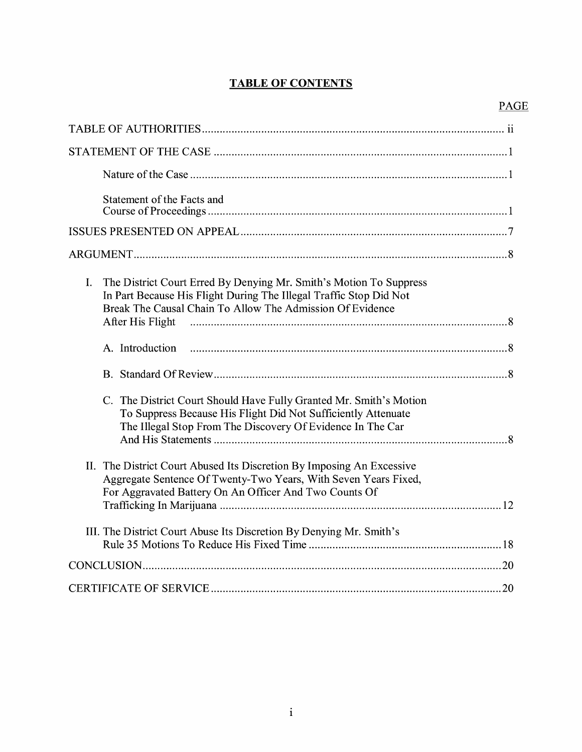# TABLE OF CONTENTS

| | PAGE |
|---|---|
| TABLE OF AUTHORITIES | ii |
| STATEMENT OF THE CASE | 1 |
| Nature of the Case | 1 |
| Statement of the Facts and Course of Proceedings | 1 |
| ISSUES PRESENTED ON APPEAL | 7 |
| ARGUMENT | 8 |
| I. The District Court Erred By Denying Mr. Smith's Motion To Suppress In Part Because His Flight During The Illegal Traffic Stop Did Not Break The Causal Chain To Allow The Admission Of Evidence After His Flight | 8 |
| A. Introduction | 8 |
| B. Standard Of Review | 8 |
| C. The District Court Should Have Fully Granted Mr. Smith's Motion To Suppress Because His Flight Did Not Sufficiently Attenuate The Illegal Stop From The Discovery Of Evidence In The Car And His Statements | 8 |
| II. The District Court Abused Its Discretion By Imposing An Excessive Aggregate Sentence Of Twenty-Two Years, With Seven Years Fixed, For Aggravated Battery On An Officer And Two Counts Of Trafficking In Marijuana | 12 |
| III. The District Court Abuse Its Discretion By Denying Mr. Smith's Rule 35 Motions To Reduce His Fixed Time | 18 |
| CONCLUSION | 20 |
| CERTIFICATE OF SERVICE | 20 |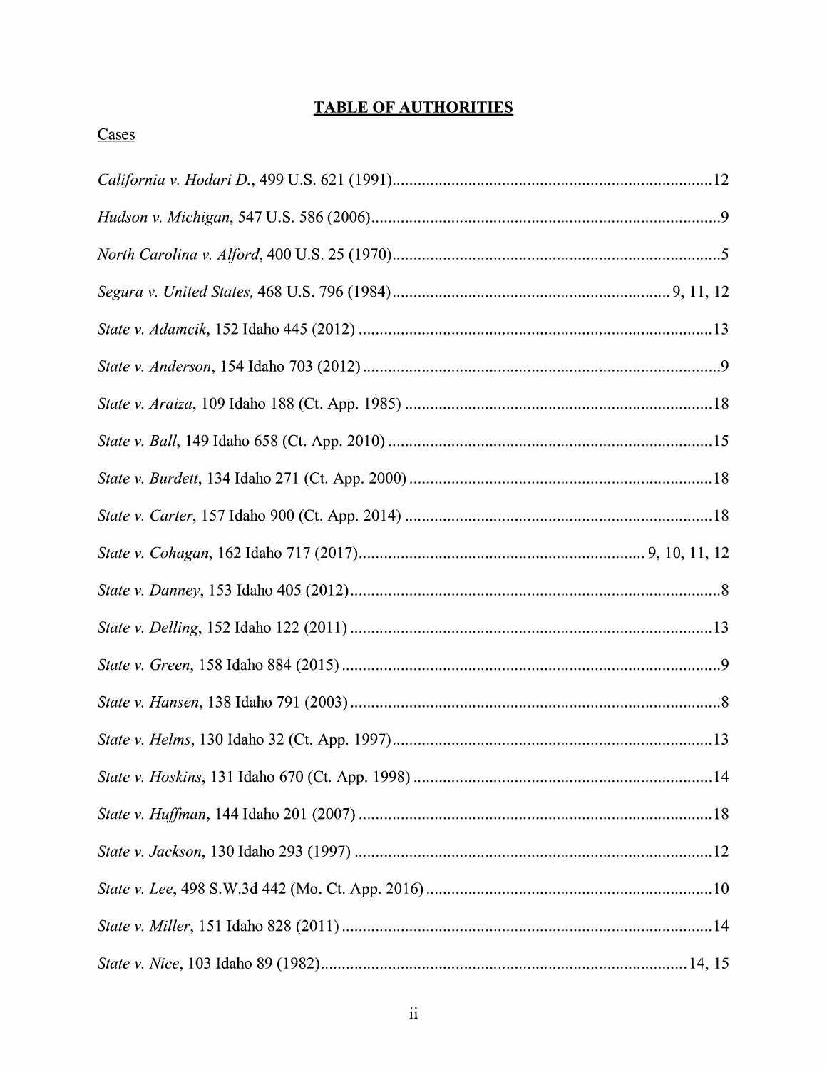# TABLE OF AUTHORITIES

## Cases

*California v. Hodari D.*, 499 U.S. 621 (1991) ........................................................................ 12

*Hudson v. Michigan*, 547 U.S. 586 (2006) .................................................................................. 9

*North Carolina v. Alford*, 400 U.S. 25 (1970) ............................................................................. 5

*Segura v. United States,* 468 U.S. 796 (1984) ................................................................ 9, 11, 12

*State v. Adamcik*, 152 Idaho 445 (2012) .................................................................................. 13

*State v. Anderson*, 154 Idaho 703 (2012) .................................................................................... 9

*State v. Araiza*, 109 Idaho 188 (Ct. App. 1985) ......................................................................... 18

*State v. Ball*, 149 Idaho 658 (Ct. App. 2010) ............................................................................ 15

*State v. Burdett*, 134 Idaho 271 (Ct. App. 2000) ....................................................................... 18

*State v. Carter*, 157 Idaho 900 (Ct. App. 2014) ........................................................................ 18

*State v. Cohagan*, 162 Idaho 717 (2017) ................................................................... 9, 10, 11, 12

*State v. Danney*, 153 Idaho 405 (2012) ....................................................................................... 8

*State v. Delling*, 152 Idaho 122 (2011) ..................................................................................... 13

*State v. Green*, 158 Idaho 884 (2015) .......................................................................................... 9

*State v. Hansen*, 138 Idaho 791 (2003) ....................................................................................... 8

*State v. Helms*, 130 Idaho 32 (Ct. App. 1997) ........................................................................... 13

*State v. Hoskins*, 131 Idaho 670 (Ct. App. 1998) ...................................................................... 14

*State v. Huffman*, 144 Idaho 201 (2007) ................................................................................... 18

*State v. Jackson*, 130 Idaho 293 (1997) .................................................................................... 12

*State v. Lee*, 498 S.W.3d 442 (Mo. Ct. App. 2016) .................................................................. 10

*State v. Miller*, 151 Idaho 828 (2011) ....................................................................................... 14

*State v. Nice*, 103 Idaho 89 (1982) ...................................................................................... 14, 15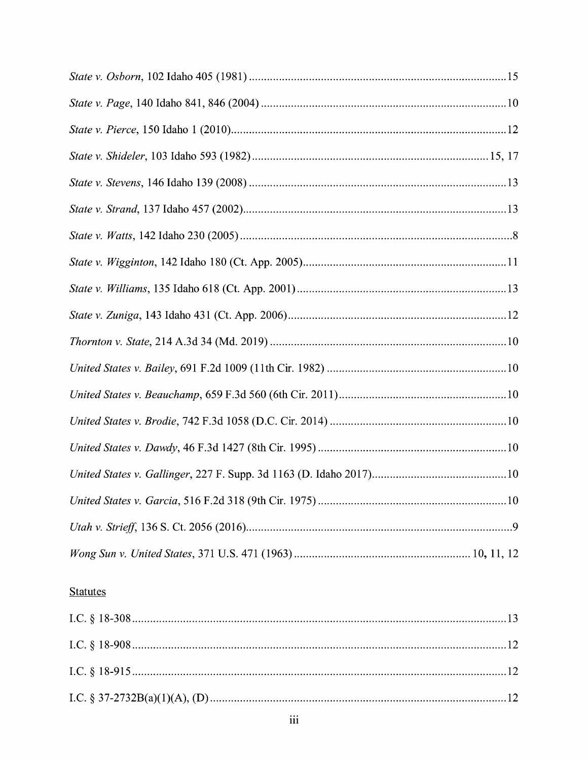*State v. Osborn*, 102 Idaho 405 (1981) ..................................................................................... 15

*State v. Page*, 140 Idaho 841, 846 (2004) ................................................................................. 10

*State v. Pierce*, 150 Idaho 1 (2010) ........................................................................................... 12

*State v. Shideler*, 103 Idaho 593 (1982) ............................................................................... 15, 17

*State v. Stevens*, 146 Idaho 139 (2008) ..................................................................................... 13

*State v. Strand*, 137 Idaho 457 (2002) ....................................................................................... 13

*State v. Watts*, 142 Idaho 230 (2005) ........................................................................................... 8

*State v. Wigginton*, 142 Idaho 180 (Ct. App. 2005) ................................................................... 11

*State v. Williams*, 135 Idaho 618 (Ct. App. 2001) ..................................................................... 13

*State v. Zuniga*, 143 Idaho 431 (Ct. App. 2006) ........................................................................ 12

*Thornton v. State*, 214 A.3d 34 (Md. 2019) .............................................................................. 10

*United States v. Bailey*, 691 F.2d 1009 (11th Cir. 1982) ........................................................... 10

*United States v. Beauchamp*, 659 F.3d 560 (6th Cir. 2011) ....................................................... 10

*United States v. Brodie*, 742 F.3d 1058 (D.C. Cir. 2014) .......................................................... 10

*United States v. Dawdy*, 46 F.3d 1427 (8th Cir. 1995) .............................................................. 10

*United States v. Gallinger*, 227 F. Supp. 3d 1163 (D. Idaho 2017) ............................................ 10

*United States v. Garcia*, 516 F.2d 318 (9th Cir. 1975) .............................................................. 10

*Utah v. Strieff*, 136 S. Ct. 2056 (2016) ......................................................................................... 9

*Wong Sun v. United States*, 371 U.S. 471 (1963) .......................................................... 10, 11, 12

Statutes

I.C. § 18-308 ................................................................................................................................ 13

I.C. § 18-908 ................................................................................................................................ 12

I.C. § 18-915 ................................................................................................................................ 12

I.C. § 37-2732B(a)(1)(A), (D) ..................................................................................................... 12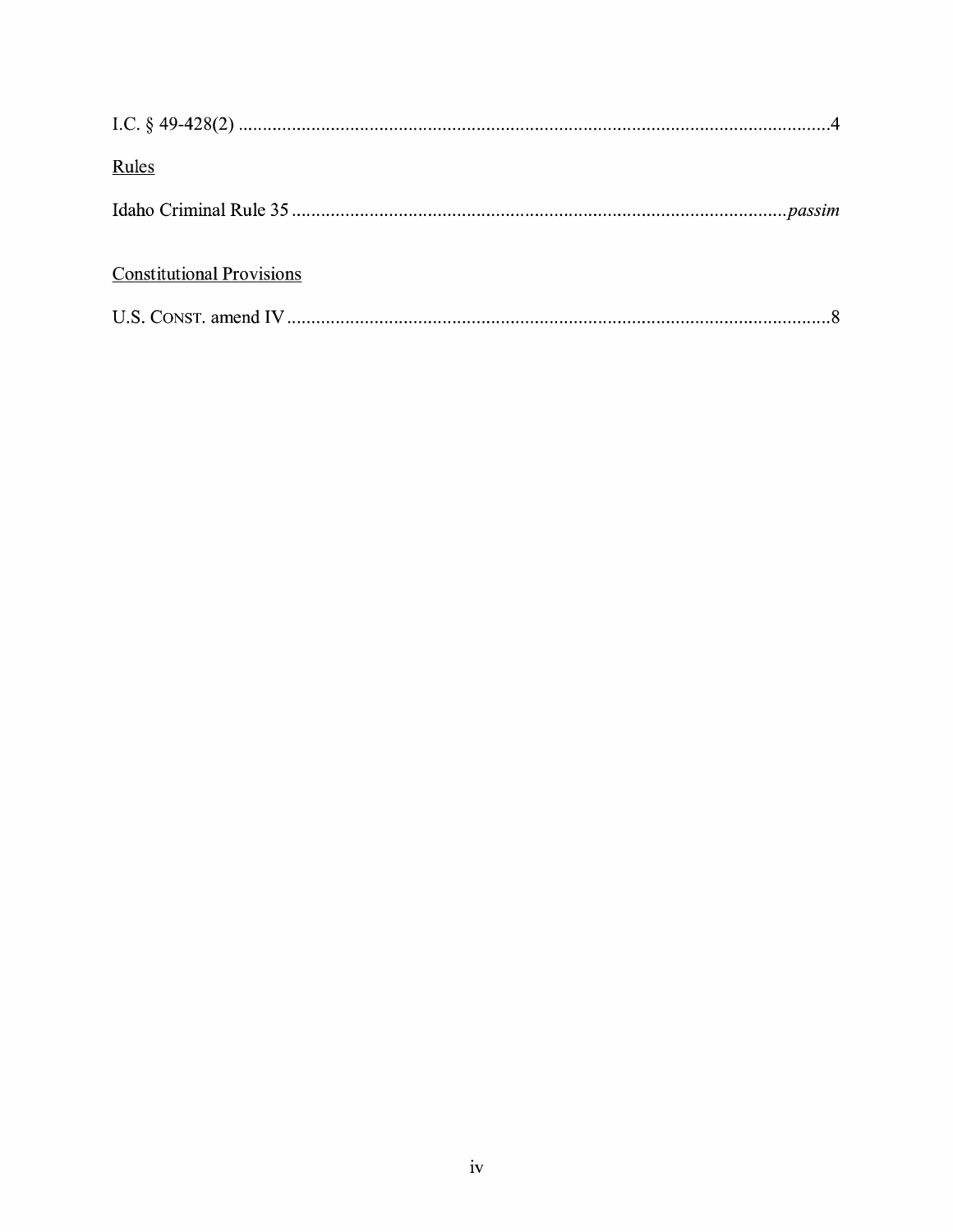I.C. § 49-428(2) ..........................................................................................................................4

<u>Rules</u>

Idaho Criminal Rule 35 ....................................................................................................*passim*

<u>Constitutional Provisions</u>

U.S. CONST. amend IV ................................................................................................................8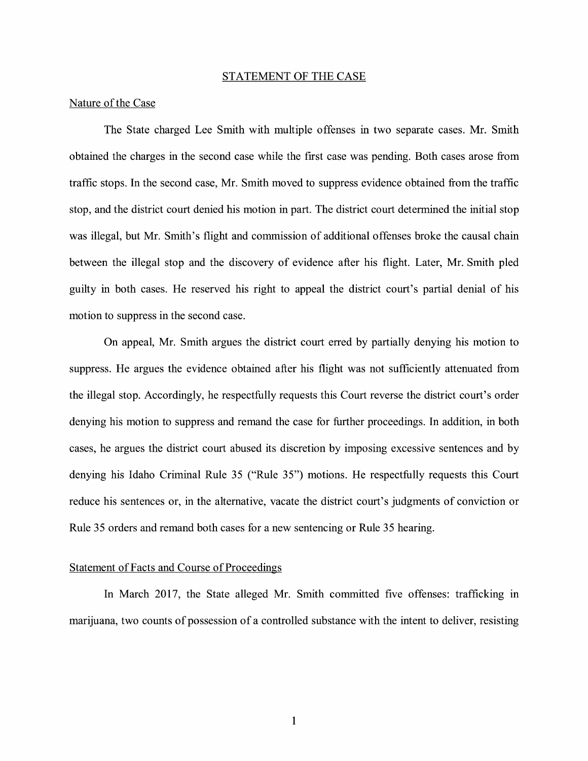## STATEMENT OF THE CASE

### Nature of the Case

The State charged Lee Smith with multiple offenses in two separate cases. Mr. Smith obtained the charges in the second case while the first case was pending. Both cases arose from traffic stops. In the second case, Mr. Smith moved to suppress evidence obtained from the traffic stop, and the district court denied his motion in part. The district court determined the initial stop was illegal, but Mr. Smith's flight and commission of additional offenses broke the causal chain between the illegal stop and the discovery of evidence after his flight. Later, Mr. Smith pled guilty in both cases. He reserved his right to appeal the district court's partial denial of his motion to suppress in the second case.

On appeal, Mr. Smith argues the district court erred by partially denying his motion to suppress. He argues the evidence obtained after his flight was not sufficiently attenuated from the illegal stop. Accordingly, he respectfully requests this Court reverse the district court's order denying his motion to suppress and remand the case for further proceedings. In addition, in both cases, he argues the district court abused its discretion by imposing excessive sentences and by denying his Idaho Criminal Rule 35 ("Rule 35") motions. He respectfully requests this Court reduce his sentences or, in the alternative, vacate the district court's judgments of conviction or Rule 35 orders and remand both cases for a new sentencing or Rule 35 hearing.

### Statement of Facts and Course of Proceedings

In March 2017, the State alleged Mr. Smith committed five offenses: trafficking in marijuana, two counts of possession of a controlled substance with the intent to deliver, resisting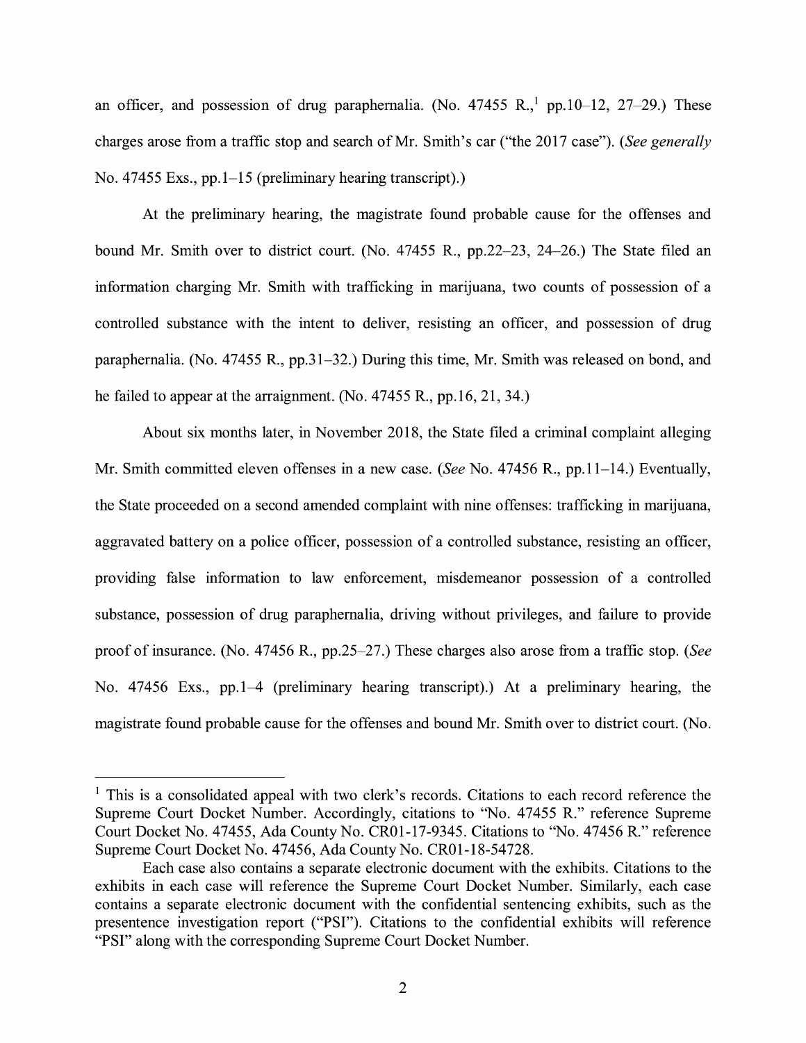an officer, and possession of drug paraphernalia. (No. 47455 R.,[1] pp.10–12, 27–29.) These charges arose from a traffic stop and search of Mr. Smith's car ("the 2017 case"). (*See generally* No. 47455 Exs., pp.1–15 (preliminary hearing transcript).)

At the preliminary hearing, the magistrate found probable cause for the offenses and bound Mr. Smith over to district court. (No. 47455 R., pp.22–23, 24–26.) The State filed an information charging Mr. Smith with trafficking in marijuana, two counts of possession of a controlled substance with the intent to deliver, resisting an officer, and possession of drug paraphernalia. (No. 47455 R., pp.31–32.) During this time, Mr. Smith was released on bond, and he failed to appear at the arraignment. (No. 47455 R., pp.16, 21, 34.)

About six months later, in November 2018, the State filed a criminal complaint alleging Mr. Smith committed eleven offenses in a new case. (*See* No. 47456 R., pp.11–14.) Eventually, the State proceeded on a second amended complaint with nine offenses: trafficking in marijuana, aggravated battery on a police officer, possession of a controlled substance, resisting an officer, providing false information to law enforcement, misdemeanor possession of a controlled substance, possession of drug paraphernalia, driving without privileges, and failure to provide proof of insurance. (No. 47456 R., pp.25–27.) These charges also arose from a traffic stop. (*See* No. 47456 Exs., pp.1–4 (preliminary hearing transcript).) At a preliminary hearing, the magistrate found probable cause for the offenses and bound Mr. Smith over to district court. (No.

---

[1] This is a consolidated appeal with two clerk's records. Citations to each record reference the Supreme Court Docket Number. Accordingly, citations to "No. 47455 R." reference Supreme Court Docket No. 47455, Ada County No. CR01-17-9345. Citations to "No. 47456 R." reference Supreme Court Docket No. 47456, Ada County No. CR01-18-54728.

Each case also contains a separate electronic document with the exhibits. Citations to the exhibits in each case will reference the Supreme Court Docket Number. Similarly, each case contains a separate electronic document with the confidential sentencing exhibits, such as the presentence investigation report ("PSI"). Citations to the confidential exhibits will reference "PSI" along with the corresponding Supreme Court Docket Number.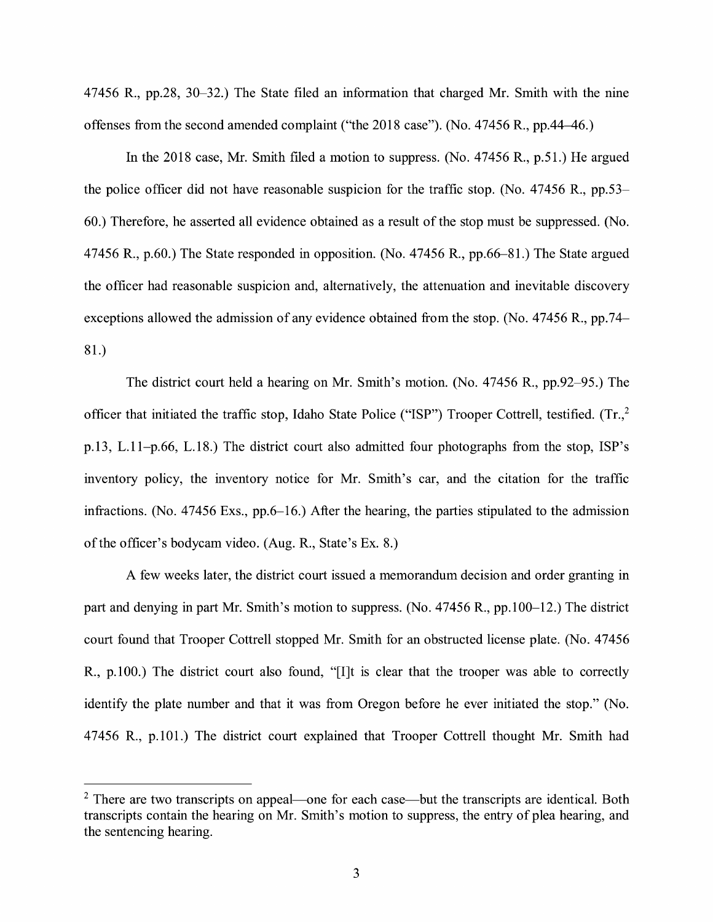47456 R., pp.28, 30–32.) The State filed an information that charged Mr. Smith with the nine offenses from the second amended complaint ("the 2018 case"). (No. 47456 R., pp.44–46.)

In the 2018 case, Mr. Smith filed a motion to suppress. (No. 47456 R., p.51.) He argued the police officer did not have reasonable suspicion for the traffic stop. (No. 47456 R., pp.53–60.) Therefore, he asserted all evidence obtained as a result of the stop must be suppressed. (No. 47456 R., p.60.) The State responded in opposition. (No. 47456 R., pp.66–81.) The State argued the officer had reasonable suspicion and, alternatively, the attenuation and inevitable discovery exceptions allowed the admission of any evidence obtained from the stop. (No. 47456 R., pp.74–81.)

The district court held a hearing on Mr. Smith's motion. (No. 47456 R., pp.92–95.) The officer that initiated the traffic stop, Idaho State Police ("ISP") Trooper Cottrell, testified. (Tr.,[2] p.13, L.11–p.66, L.18.) The district court also admitted four photographs from the stop, ISP's inventory policy, the inventory notice for Mr. Smith's car, and the citation for the traffic infractions. (No. 47456 Exs., pp.6–16.) After the hearing, the parties stipulated to the admission of the officer's bodycam video. (Aug. R., State's Ex. 8.)

A few weeks later, the district court issued a memorandum decision and order granting in part and denying in part Mr. Smith's motion to suppress. (No. 47456 R., pp.100–12.) The district court found that Trooper Cottrell stopped Mr. Smith for an obstructed license plate. (No. 47456 R., p.100.) The district court also found, "[I]t is clear that the trooper was able to correctly identify the plate number and that it was from Oregon before he ever initiated the stop." (No. 47456 R., p.101.) The district court explained that Trooper Cottrell thought Mr. Smith had

[2] There are two transcripts on appeal—one for each case—but the transcripts are identical. Both transcripts contain the hearing on Mr. Smith's motion to suppress, the entry of plea hearing, and the sentencing hearing.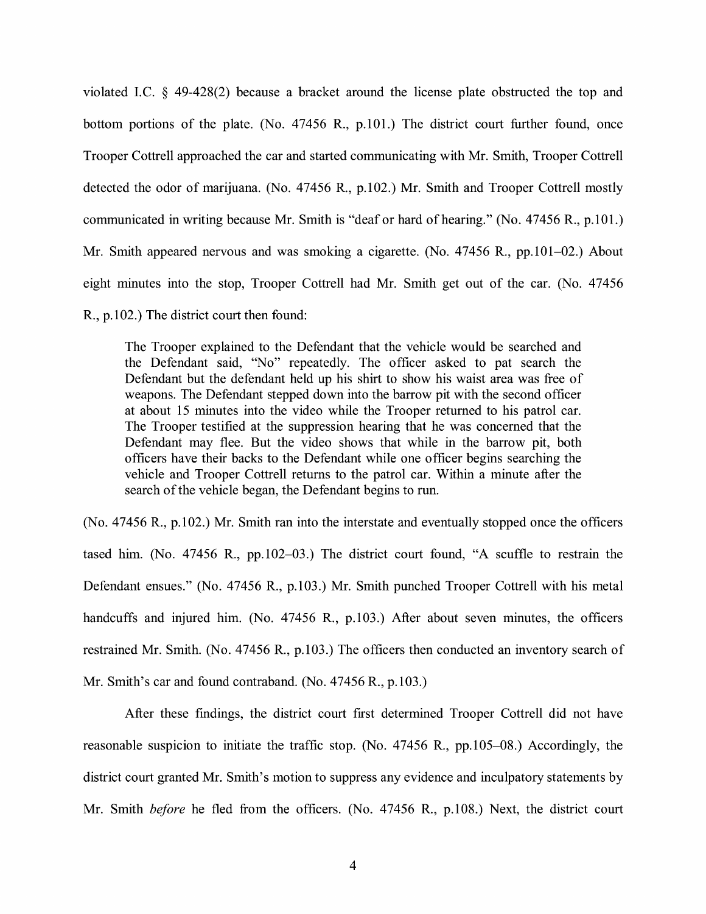violated I.C. § 49-428(2) because a bracket around the license plate obstructed the top and bottom portions of the plate. (No. 47456 R., p.101.) The district court further found, once Trooper Cottrell approached the car and started communicating with Mr. Smith, Trooper Cottrell detected the odor of marijuana. (No. 47456 R., p.102.) Mr. Smith and Trooper Cottrell mostly communicated in writing because Mr. Smith is "deaf or hard of hearing." (No. 47456 R., p.101.) Mr. Smith appeared nervous and was smoking a cigarette. (No. 47456 R., pp.101–02.) About eight minutes into the stop, Trooper Cottrell had Mr. Smith get out of the car. (No. 47456 R., p.102.) The district court then found:

> The Trooper explained to the Defendant that the vehicle would be searched and the Defendant said, "No" repeatedly. The officer asked to pat search the Defendant but the defendant held up his shirt to show his waist area was free of weapons. The Defendant stepped down into the barrow pit with the second officer at about 15 minutes into the video while the Trooper returned to his patrol car. The Trooper testified at the suppression hearing that he was concerned that the Defendant may flee. But the video shows that while in the barrow pit, both officers have their backs to the Defendant while one officer begins searching the vehicle and Trooper Cottrell returns to the patrol car. Within a minute after the search of the vehicle began, the Defendant begins to run.

(No. 47456 R., p.102.) Mr. Smith ran into the interstate and eventually stopped once the officers tased him. (No. 47456 R., pp.102–03.) The district court found, "A scuffle to restrain the Defendant ensues." (No. 47456 R., p.103.) Mr. Smith punched Trooper Cottrell with his metal handcuffs and injured him. (No. 47456 R., p.103.) After about seven minutes, the officers restrained Mr. Smith. (No. 47456 R., p.103.) The officers then conducted an inventory search of Mr. Smith's car and found contraband. (No. 47456 R., p.103.)

After these findings, the district court first determined Trooper Cottrell did not have reasonable suspicion to initiate the traffic stop. (No. 47456 R., pp.105–08.) Accordingly, the district court granted Mr. Smith's motion to suppress any evidence and inculpatory statements by Mr. Smith *before* he fled from the officers. (No. 47456 R., p.108.) Next, the district court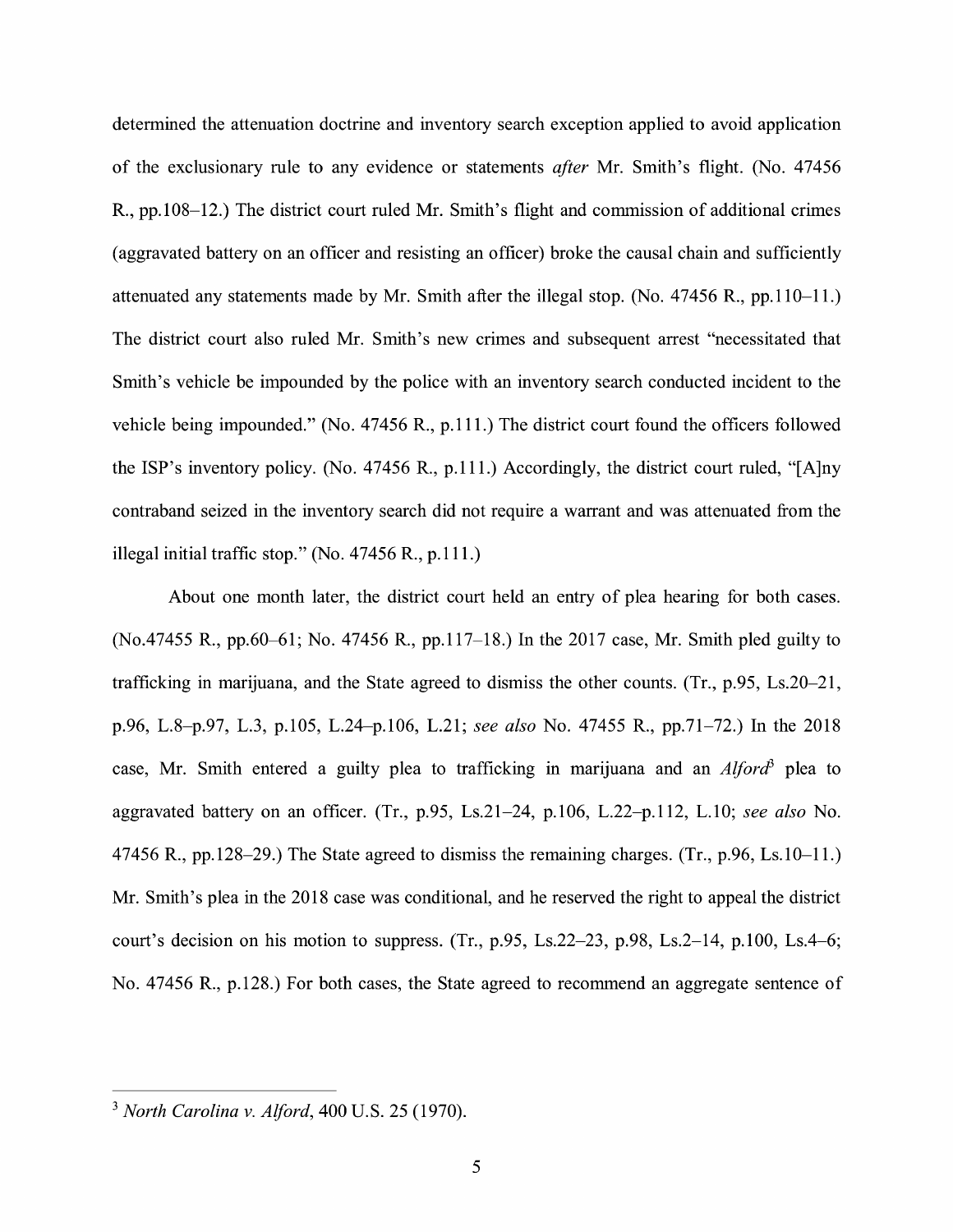determined the attenuation doctrine and inventory search exception applied to avoid application of the exclusionary rule to any evidence or statements *after* Mr. Smith's flight. (No. 47456 R., pp.108–12.) The district court ruled Mr. Smith's flight and commission of additional crimes (aggravated battery on an officer and resisting an officer) broke the causal chain and sufficiently attenuated any statements made by Mr. Smith after the illegal stop. (No. 47456 R., pp.110–11.) The district court also ruled Mr. Smith's new crimes and subsequent arrest "necessitated that Smith's vehicle be impounded by the police with an inventory search conducted incident to the vehicle being impounded." (No. 47456 R., p.111.) The district court found the officers followed the ISP's inventory policy. (No. 47456 R., p.111.) Accordingly, the district court ruled, "[A]ny contraband seized in the inventory search did not require a warrant and was attenuated from the illegal initial traffic stop." (No. 47456 R., p.111.)

About one month later, the district court held an entry of plea hearing for both cases. (No.47455 R., pp.60–61; No. 47456 R., pp.117–18.) In the 2017 case, Mr. Smith pled guilty to trafficking in marijuana, and the State agreed to dismiss the other counts. (Tr., p.95, Ls.20–21, p.96, L.8–p.97, L.3, p.105, L.24–p.106, L.21; *see also* No. 47455 R., pp.71–72.) In the 2018 case, Mr. Smith entered a guilty plea to trafficking in marijuana and an *Alford*[3] plea to aggravated battery on an officer. (Tr., p.95, Ls.21–24, p.106, L.22–p.112, L.10; *see also* No. 47456 R., pp.128–29.) The State agreed to dismiss the remaining charges. (Tr., p.96, Ls.10–11.) Mr. Smith's plea in the 2018 case was conditional, and he reserved the right to appeal the district court's decision on his motion to suppress. (Tr., p.95, Ls.22–23, p.98, Ls.2–14, p.100, Ls.4–6; No. 47456 R., p.128.) For both cases, the State agreed to recommend an aggregate sentence of

[3] *North Carolina v. Alford*, 400 U.S. 25 (1970).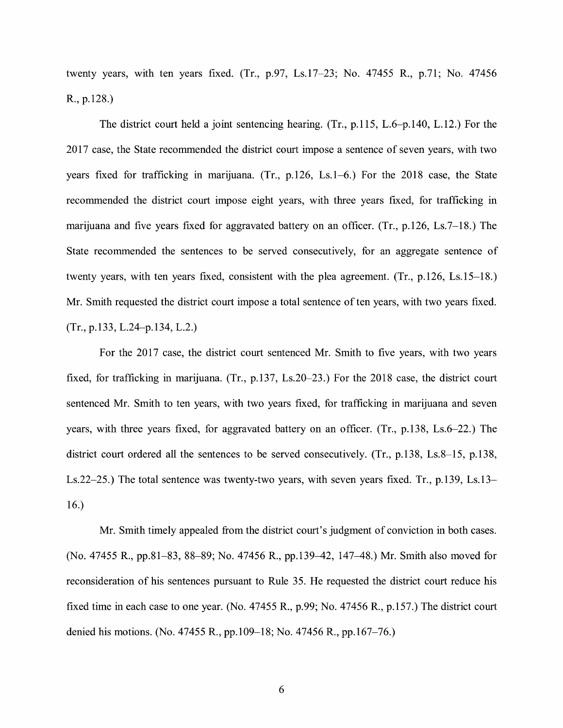twenty years, with ten years fixed. (Tr., p.97, Ls.17–23; No. 47455 R., p.71; No. 47456 R., p.128.)

The district court held a joint sentencing hearing. (Tr., p.115, L.6–p.140, L.12.) For the 2017 case, the State recommended the district court impose a sentence of seven years, with two years fixed for trafficking in marijuana. (Tr., p.126, Ls.1–6.) For the 2018 case, the State recommended the district court impose eight years, with three years fixed, for trafficking in marijuana and five years fixed for aggravated battery on an officer. (Tr., p.126, Ls.7–18.) The State recommended the sentences to be served consecutively, for an aggregate sentence of twenty years, with ten years fixed, consistent with the plea agreement. (Tr., p.126, Ls.15–18.) Mr. Smith requested the district court impose a total sentence of ten years, with two years fixed. (Tr., p.133, L.24–p.134, L.2.)

For the 2017 case, the district court sentenced Mr. Smith to five years, with two years fixed, for trafficking in marijuana. (Tr., p.137, Ls.20–23.) For the 2018 case, the district court sentenced Mr. Smith to ten years, with two years fixed, for trafficking in marijuana and seven years, with three years fixed, for aggravated battery on an officer. (Tr., p.138, Ls.6–22.) The district court ordered all the sentences to be served consecutively. (Tr., p.138, Ls.8–15, p.138, Ls.22–25.) The total sentence was twenty-two years, with seven years fixed. Tr., p.139, Ls.13–16.)

Mr. Smith timely appealed from the district court's judgment of conviction in both cases. (No. 47455 R., pp.81–83, 88–89; No. 47456 R., pp.139–42, 147–48.) Mr. Smith also moved for reconsideration of his sentences pursuant to Rule 35. He requested the district court reduce his fixed time in each case to one year. (No. 47455 R., p.99; No. 47456 R., p.157.) The district court denied his motions. (No. 47455 R., pp.109–18; No. 47456 R., pp.167–76.)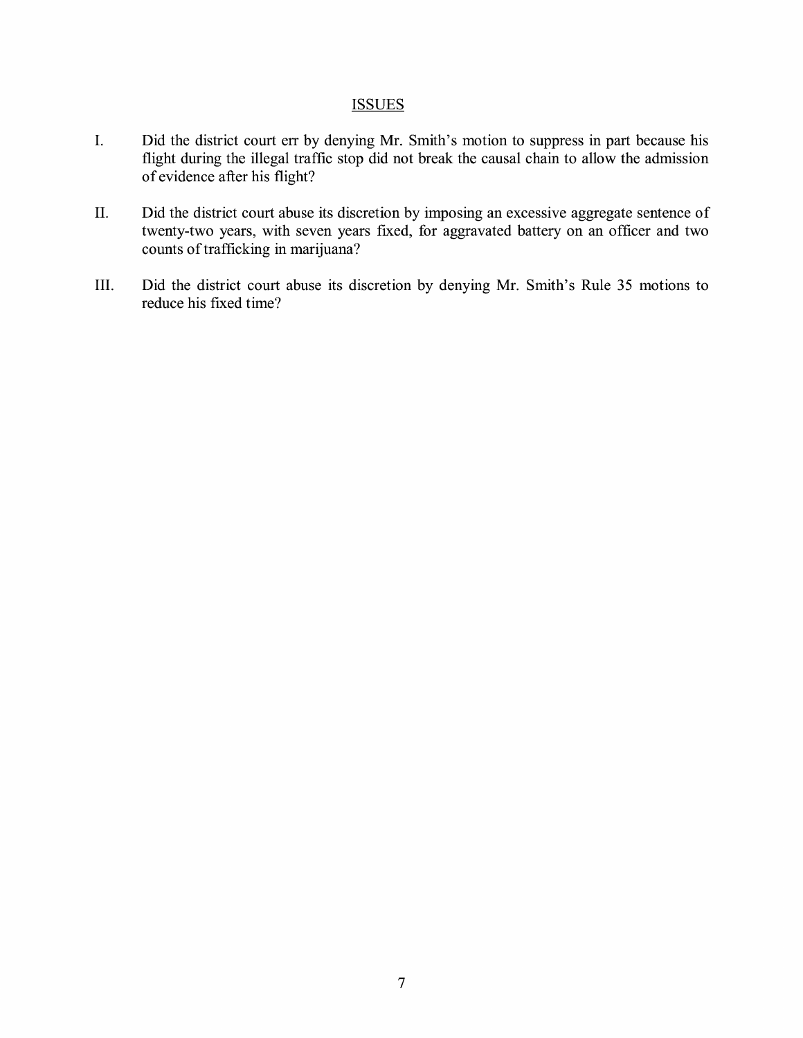## ISSUES

I. Did the district court err by denying Mr. Smith's motion to suppress in part because his flight during the illegal traffic stop did not break the causal chain to allow the admission of evidence after his flight?

II. Did the district court abuse its discretion by imposing an excessive aggregate sentence of twenty-two years, with seven years fixed, for aggravated battery on an officer and two counts of trafficking in marijuana?

III. Did the district court abuse its discretion by denying Mr. Smith's Rule 35 motions to reduce his fixed time?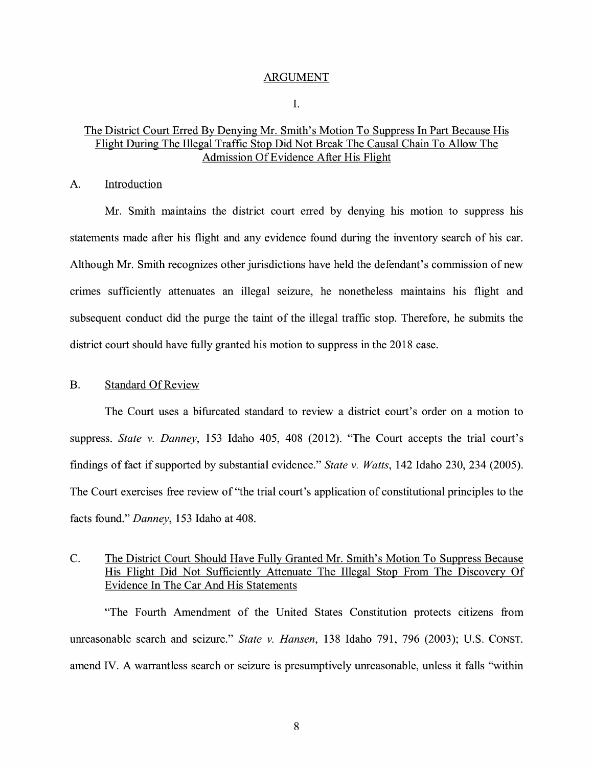## ARGUMENT

### I.

### The District Court Erred By Denying Mr. Smith's Motion To Suppress In Part Because His Flight During The Illegal Traffic Stop Did Not Break The Causal Chain To Allow The Admission Of Evidence After His Flight

A. Introduction

Mr. Smith maintains the district court erred by denying his motion to suppress his statements made after his flight and any evidence found during the inventory search of his car. Although Mr. Smith recognizes other jurisdictions have held the defendant's commission of new crimes sufficiently attenuates an illegal seizure, he nonetheless maintains his flight and subsequent conduct did the purge the taint of the illegal traffic stop. Therefore, he submits the district court should have fully granted his motion to suppress in the 2018 case.

B. Standard Of Review

The Court uses a bifurcated standard to review a district court's order on a motion to suppress. *State v. Danney*, 153 Idaho 405, 408 (2012). "The Court accepts the trial court's findings of fact if supported by substantial evidence." *State v. Watts*, 142 Idaho 230, 234 (2005). The Court exercises free review of "the trial court's application of constitutional principles to the facts found." *Danney*, 153 Idaho at 408.

C. The District Court Should Have Fully Granted Mr. Smith's Motion To Suppress Because His Flight Did Not Sufficiently Attenuate The Illegal Stop From The Discovery Of Evidence In The Car And His Statements

"The Fourth Amendment of the United States Constitution protects citizens from unreasonable search and seizure." *State v. Hansen*, 138 Idaho 791, 796 (2003); U.S. CONST. amend IV. A warrantless search or seizure is presumptively unreasonable, unless it falls "within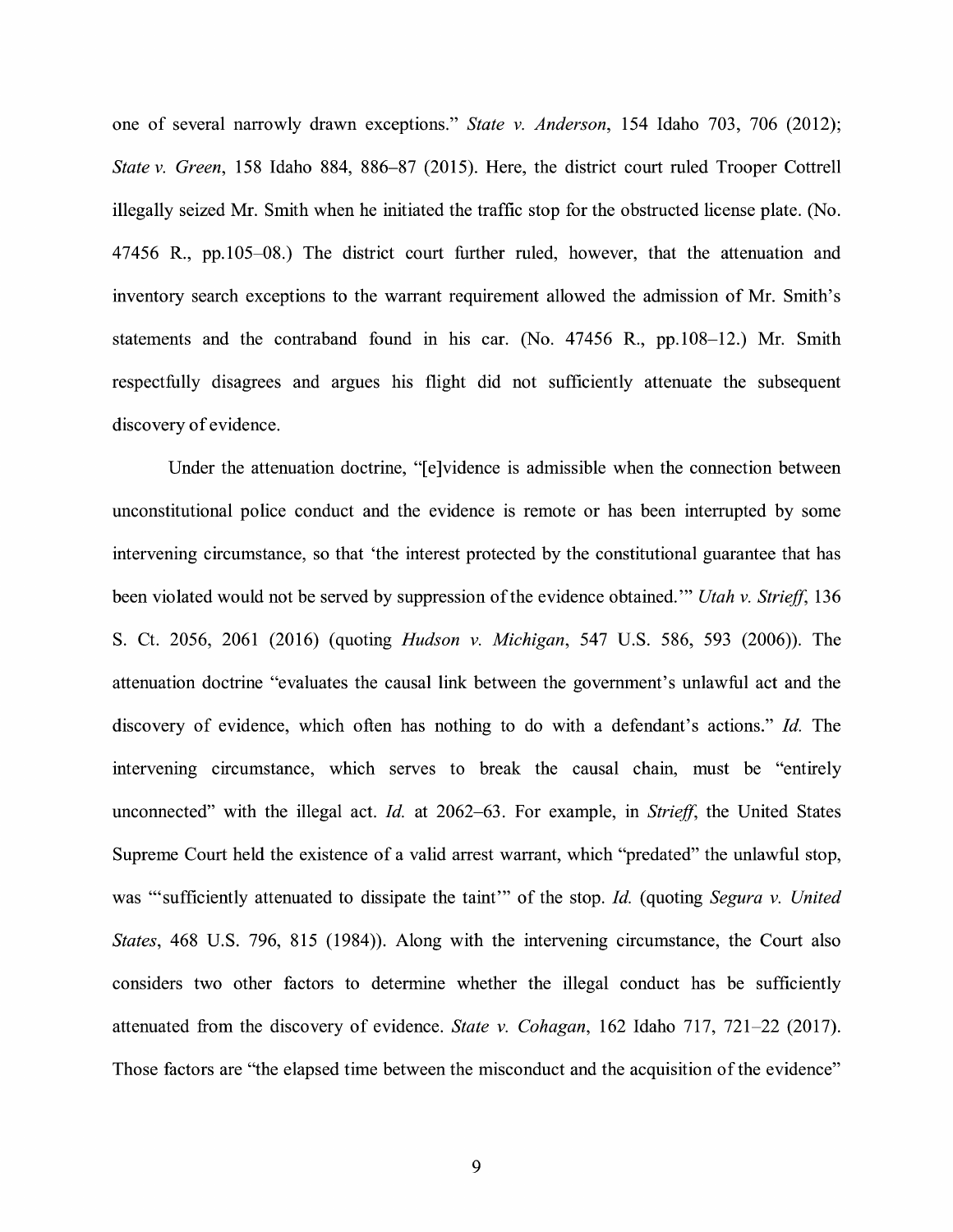one of several narrowly drawn exceptions." *State v. Anderson*, 154 Idaho 703, 706 (2012); *State v. Green*, 158 Idaho 884, 886–87 (2015). Here, the district court ruled Trooper Cottrell illegally seized Mr. Smith when he initiated the traffic stop for the obstructed license plate. (No. 47456 R., pp.105–08.) The district court further ruled, however, that the attenuation and inventory search exceptions to the warrant requirement allowed the admission of Mr. Smith's statements and the contraband found in his car. (No. 47456 R., pp.108–12.) Mr. Smith respectfully disagrees and argues his flight did not sufficiently attenuate the subsequent discovery of evidence.

Under the attenuation doctrine, "[e]vidence is admissible when the connection between unconstitutional police conduct and the evidence is remote or has been interrupted by some intervening circumstance, so that 'the interest protected by the constitutional guarantee that has been violated would not be served by suppression of the evidence obtained.'" *Utah v. Strieff*, 136 S. Ct. 2056, 2061 (2016) (quoting *Hudson v. Michigan*, 547 U.S. 586, 593 (2006)). The attenuation doctrine "evaluates the causal link between the government's unlawful act and the discovery of evidence, which often has nothing to do with a defendant's actions." *Id.* The intervening circumstance, which serves to break the causal chain, must be "entirely unconnected" with the illegal act. *Id.* at 2062–63. For example, in *Strieff*, the United States Supreme Court held the existence of a valid arrest warrant, which "predated" the unlawful stop, was "'sufficiently attenuated to dissipate the taint'" of the stop. *Id.* (quoting *Segura v. United States*, 468 U.S. 796, 815 (1984)). Along with the intervening circumstance, the Court also considers two other factors to determine whether the illegal conduct has be sufficiently attenuated from the discovery of evidence. *State v. Cohagan*, 162 Idaho 717, 721–22 (2017). Those factors are "the elapsed time between the misconduct and the acquisition of the evidence"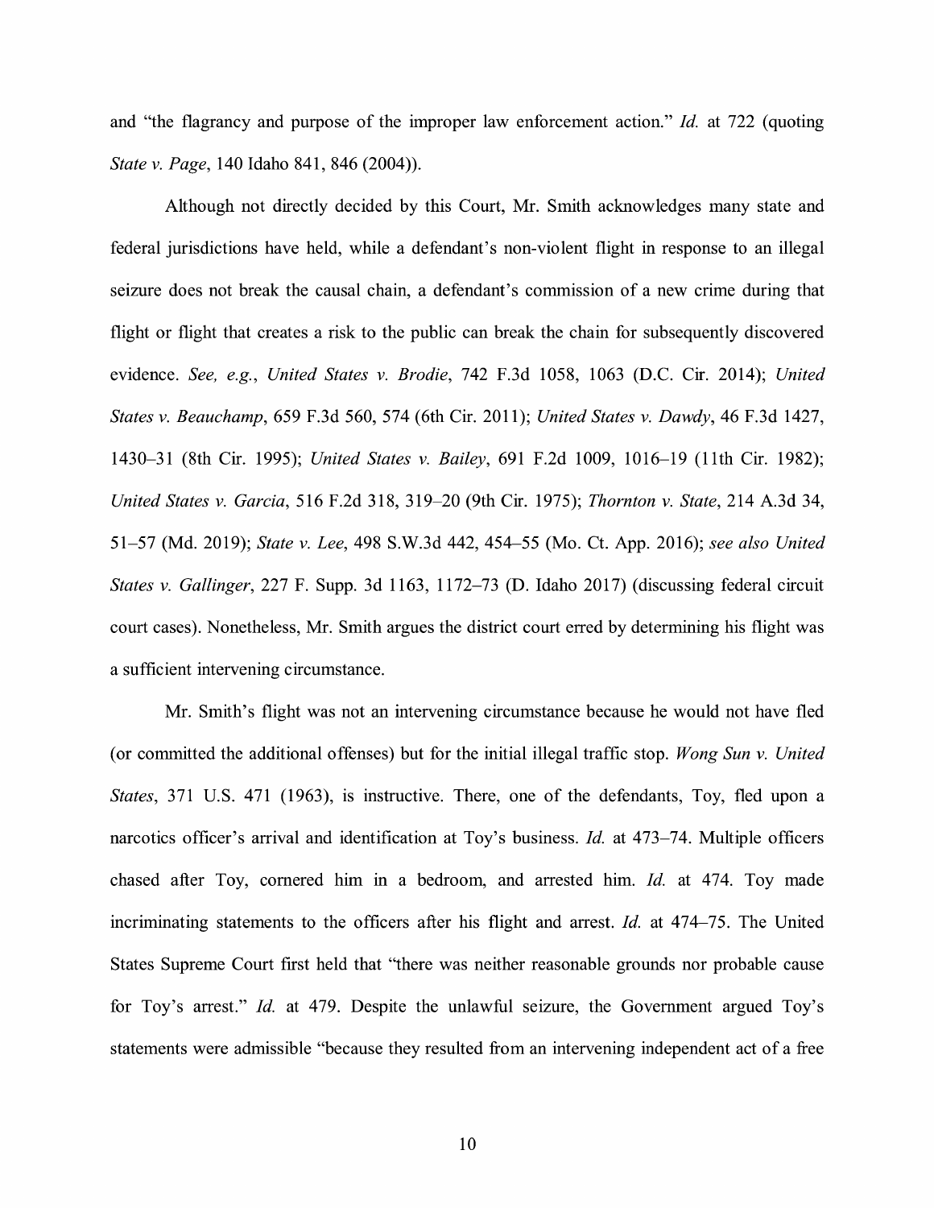and "the flagrancy and purpose of the improper law enforcement action." *Id.* at 722 (quoting *State v. Page*, 140 Idaho 841, 846 (2004)).

Although not directly decided by this Court, Mr. Smith acknowledges many state and federal jurisdictions have held, while a defendant's non-violent flight in response to an illegal seizure does not break the causal chain, a defendant's commission of a new crime during that flight or flight that creates a risk to the public can break the chain for subsequently discovered evidence. *See, e.g.*, *United States v. Brodie*, 742 F.3d 1058, 1063 (D.C. Cir. 2014); *United States v. Beauchamp*, 659 F.3d 560, 574 (6th Cir. 2011); *United States v. Dawdy*, 46 F.3d 1427, 1430–31 (8th Cir. 1995); *United States v. Bailey*, 691 F.2d 1009, 1016–19 (11th Cir. 1982); *United States v. Garcia*, 516 F.2d 318, 319–20 (9th Cir. 1975); *Thornton v. State*, 214 A.3d 34, 51–57 (Md. 2019); *State v. Lee*, 498 S.W.3d 442, 454–55 (Mo. Ct. App. 2016); *see also United States v. Gallinger*, 227 F. Supp. 3d 1163, 1172–73 (D. Idaho 2017) (discussing federal circuit court cases). Nonetheless, Mr. Smith argues the district court erred by determining his flight was a sufficient intervening circumstance.

Mr. Smith's flight was not an intervening circumstance because he would not have fled (or committed the additional offenses) but for the initial illegal traffic stop. *Wong Sun v. United States*, 371 U.S. 471 (1963), is instructive. There, one of the defendants, Toy, fled upon a narcotics officer's arrival and identification at Toy's business. *Id.* at 473–74. Multiple officers chased after Toy, cornered him in a bedroom, and arrested him. *Id.* at 474. Toy made incriminating statements to the officers after his flight and arrest. *Id.* at 474–75. The United States Supreme Court first held that "there was neither reasonable grounds nor probable cause for Toy's arrest." *Id.* at 479. Despite the unlawful seizure, the Government argued Toy's statements were admissible "because they resulted from an intervening independent act of a free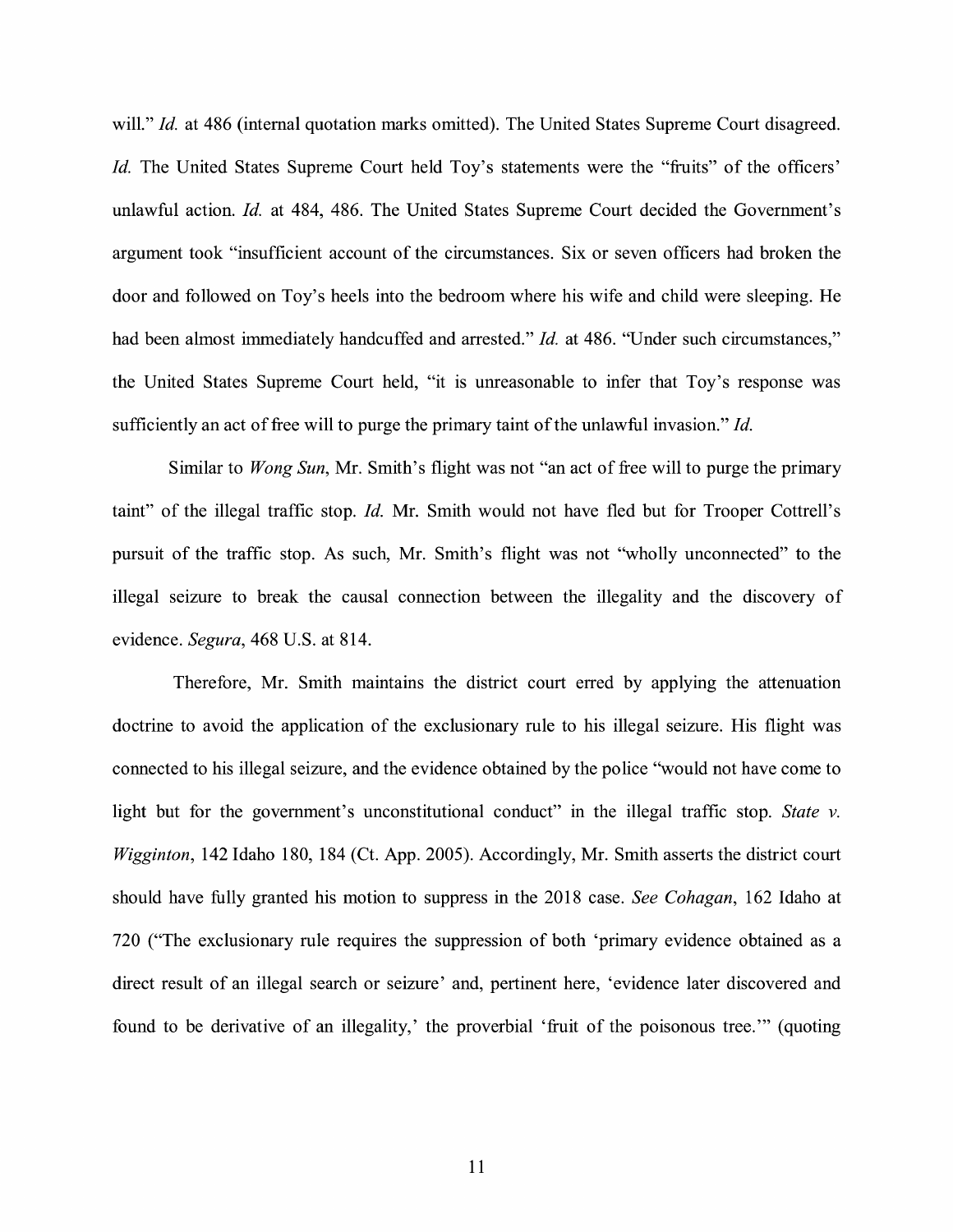will." *Id.* at 486 (internal quotation marks omitted). The United States Supreme Court disagreed. *Id.* The United States Supreme Court held Toy's statements were the "fruits" of the officers' unlawful action. *Id.* at 484, 486. The United States Supreme Court decided the Government's argument took "insufficient account of the circumstances. Six or seven officers had broken the door and followed on Toy's heels into the bedroom where his wife and child were sleeping. He had been almost immediately handcuffed and arrested." *Id.* at 486. "Under such circumstances," the United States Supreme Court held, "it is unreasonable to infer that Toy's response was sufficiently an act of free will to purge the primary taint of the unlawful invasion." *Id.*

Similar to *Wong Sun*, Mr. Smith's flight was not "an act of free will to purge the primary taint" of the illegal traffic stop. *Id.* Mr. Smith would not have fled but for Trooper Cottrell's pursuit of the traffic stop. As such, Mr. Smith's flight was not "wholly unconnected" to the illegal seizure to break the causal connection between the illegality and the discovery of evidence. *Segura*, 468 U.S. at 814.

Therefore, Mr. Smith maintains the district court erred by applying the attenuation doctrine to avoid the application of the exclusionary rule to his illegal seizure. His flight was connected to his illegal seizure, and the evidence obtained by the police "would not have come to light but for the government's unconstitutional conduct" in the illegal traffic stop. *State v. Wigginton*, 142 Idaho 180, 184 (Ct. App. 2005). Accordingly, Mr. Smith asserts the district court should have fully granted his motion to suppress in the 2018 case. *See Cohagan*, 162 Idaho at 720 ("The exclusionary rule requires the suppression of both 'primary evidence obtained as a direct result of an illegal search or seizure' and, pertinent here, 'evidence later discovered and found to be derivative of an illegality,' the proverbial 'fruit of the poisonous tree.'" (quoting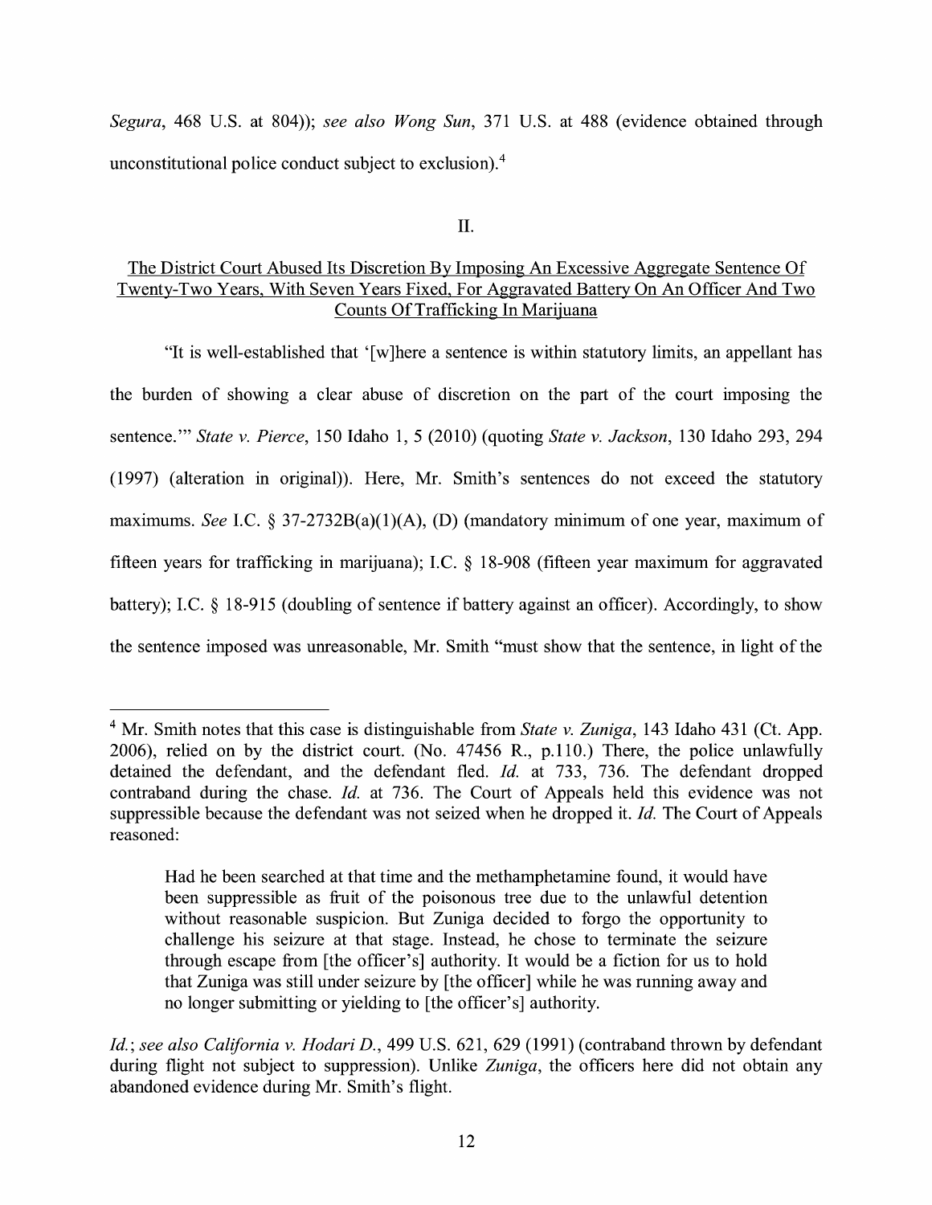*Segura*, 468 U.S. at 804)); *see also Wong Sun*, 371 U.S. at 488 (evidence obtained through unconstitutional police conduct subject to exclusion).[4]

## II.

## The District Court Abused Its Discretion By Imposing An Excessive Aggregate Sentence Of Twenty-Two Years, With Seven Years Fixed, For Aggravated Battery On An Officer And Two Counts Of Trafficking In Marijuana

"It is well-established that '[w]here a sentence is within statutory limits, an appellant has the burden of showing a clear abuse of discretion on the part of the court imposing the sentence.'" *State v. Pierce*, 150 Idaho 1, 5 (2010) (quoting *State v. Jackson*, 130 Idaho 293, 294 (1997) (alteration in original)). Here, Mr. Smith's sentences do not exceed the statutory maximums. *See* I.C. § 37-2732B(a)(1)(A), (D) (mandatory minimum of one year, maximum of fifteen years for trafficking in marijuana); I.C. § 18-908 (fifteen year maximum for aggravated battery); I.C. § 18-915 (doubling of sentence if battery against an officer). Accordingly, to show the sentence imposed was unreasonable, Mr. Smith "must show that the sentence, in light of the

---

[4] Mr. Smith notes that this case is distinguishable from *State v. Zuniga*, 143 Idaho 431 (Ct. App. 2006), relied on by the district court. (No. 47456 R., p.110.) There, the police unlawfully detained the defendant, and the defendant fled. *Id.* at 733, 736. The defendant dropped contraband during the chase. *Id.* at 736. The Court of Appeals held this evidence was not suppressible because the defendant was not seized when he dropped it. *Id.* The Court of Appeals reasoned:

> Had he been searched at that time and the methamphetamine found, it would have been suppressible as fruit of the poisonous tree due to the unlawful detention without reasonable suspicion. But Zuniga decided to forgo the opportunity to challenge his seizure at that stage. Instead, he chose to terminate the seizure through escape from [the officer's] authority. It would be a fiction for us to hold that Zuniga was still under seizure by [the officer] while he was running away and no longer submitting or yielding to [the officer's] authority.

*Id.*; *see also California v. Hodari D.*, 499 U.S. 621, 629 (1991) (contraband thrown by defendant during flight not subject to suppression). Unlike *Zuniga*, the officers here did not obtain any abandoned evidence during Mr. Smith's flight.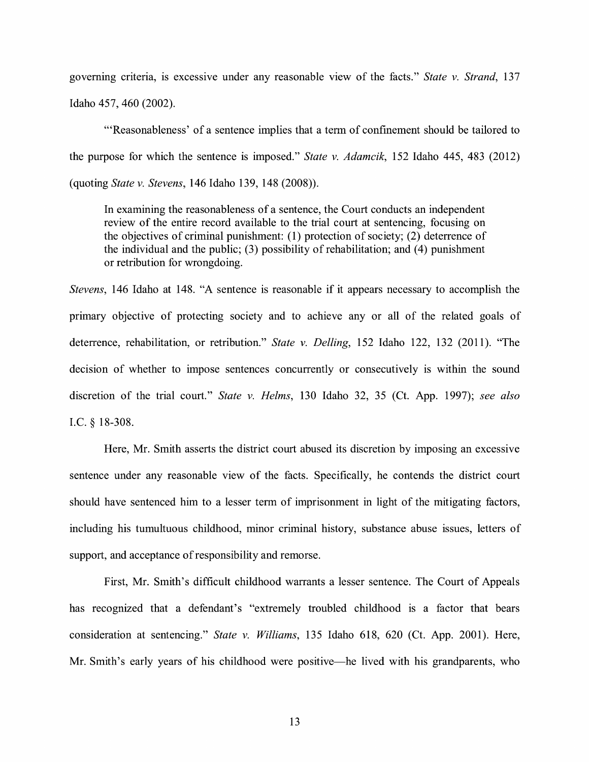governing criteria, is excessive under any reasonable view of the facts." *State v. Strand*, 137 Idaho 457, 460 (2002).

"'Reasonableness' of a sentence implies that a term of confinement should be tailored to the purpose for which the sentence is imposed." *State v. Adamcik*, 152 Idaho 445, 483 (2012) (quoting *State v. Stevens*, 146 Idaho 139, 148 (2008)).

> In examining the reasonableness of a sentence, the Court conducts an independent review of the entire record available to the trial court at sentencing, focusing on the objectives of criminal punishment: (1) protection of society; (2) deterrence of the individual and the public; (3) possibility of rehabilitation; and (4) punishment or retribution for wrongdoing.

*Stevens*, 146 Idaho at 148. "A sentence is reasonable if it appears necessary to accomplish the primary objective of protecting society and to achieve any or all of the related goals of deterrence, rehabilitation, or retribution." *State v. Delling*, 152 Idaho 122, 132 (2011). "The decision of whether to impose sentences concurrently or consecutively is within the sound discretion of the trial court." *State v. Helms*, 130 Idaho 32, 35 (Ct. App. 1997); *see also* I.C. § 18-308.

Here, Mr. Smith asserts the district court abused its discretion by imposing an excessive sentence under any reasonable view of the facts. Specifically, he contends the district court should have sentenced him to a lesser term of imprisonment in light of the mitigating factors, including his tumultuous childhood, minor criminal history, substance abuse issues, letters of support, and acceptance of responsibility and remorse.

First, Mr. Smith's difficult childhood warrants a lesser sentence. The Court of Appeals has recognized that a defendant's "extremely troubled childhood is a factor that bears consideration at sentencing." *State v. Williams*, 135 Idaho 618, 620 (Ct. App. 2001). Here, Mr. Smith's early years of his childhood were positive—he lived with his grandparents, who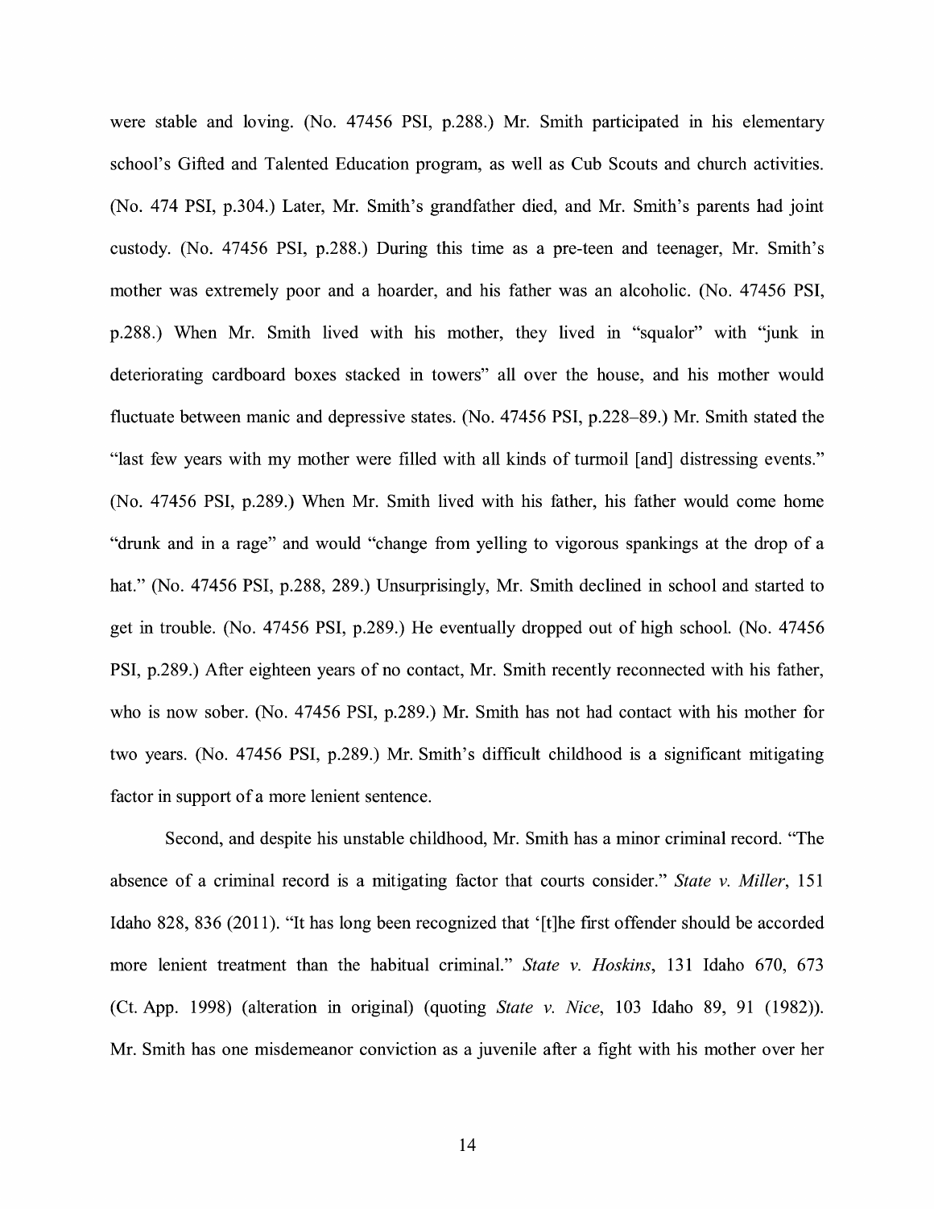were stable and loving. (No. 47456 PSI, p.288.) Mr. Smith participated in his elementary school's Gifted and Talented Education program, as well as Cub Scouts and church activities. (No. 474 PSI, p.304.) Later, Mr. Smith's grandfather died, and Mr. Smith's parents had joint custody. (No. 47456 PSI, p.288.) During this time as a pre-teen and teenager, Mr. Smith's mother was extremely poor and a hoarder, and his father was an alcoholic. (No. 47456 PSI, p.288.) When Mr. Smith lived with his mother, they lived in "squalor" with "junk in deteriorating cardboard boxes stacked in towers" all over the house, and his mother would fluctuate between manic and depressive states. (No. 47456 PSI, p.228–89.) Mr. Smith stated the "last few years with my mother were filled with all kinds of turmoil [and] distressing events." (No. 47456 PSI, p.289.) When Mr. Smith lived with his father, his father would come home "drunk and in a rage" and would "change from yelling to vigorous spankings at the drop of a hat." (No. 47456 PSI, p.288, 289.) Unsurprisingly, Mr. Smith declined in school and started to get in trouble. (No. 47456 PSI, p.289.) He eventually dropped out of high school. (No. 47456 PSI, p.289.) After eighteen years of no contact, Mr. Smith recently reconnected with his father, who is now sober. (No. 47456 PSI, p.289.) Mr. Smith has not had contact with his mother for two years. (No. 47456 PSI, p.289.) Mr. Smith's difficult childhood is a significant mitigating factor in support of a more lenient sentence.

Second, and despite his unstable childhood, Mr. Smith has a minor criminal record. "The absence of a criminal record is a mitigating factor that courts consider." *State v. Miller*, 151 Idaho 828, 836 (2011). "It has long been recognized that '[t]he first offender should be accorded more lenient treatment than the habitual criminal." *State v. Hoskins*, 131 Idaho 670, 673 (Ct. App. 1998) (alteration in original) (quoting *State v. Nice*, 103 Idaho 89, 91 (1982)). Mr. Smith has one misdemeanor conviction as a juvenile after a fight with his mother over her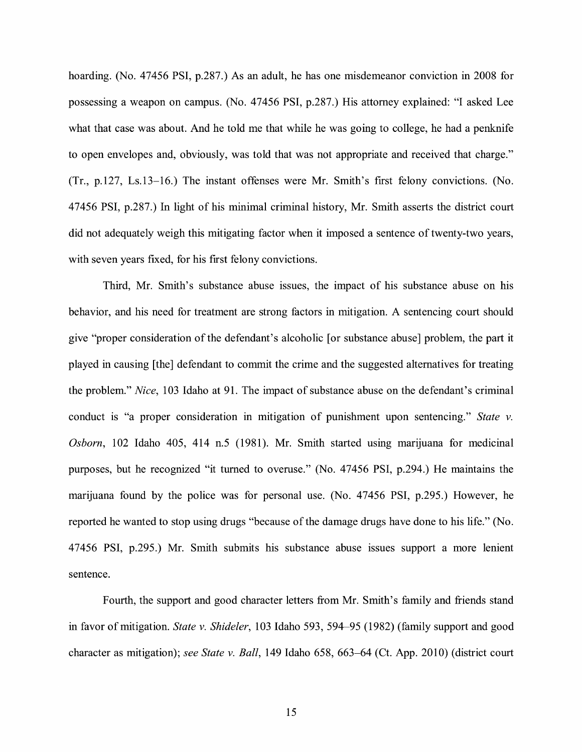hoarding. (No. 47456 PSI, p.287.) As an adult, he has one misdemeanor conviction in 2008 for possessing a weapon on campus. (No. 47456 PSI, p.287.) His attorney explained: "I asked Lee what that case was about. And he told me that while he was going to college, he had a penknife to open envelopes and, obviously, was told that was not appropriate and received that charge." (Tr., p.127, Ls.13–16.) The instant offenses were Mr. Smith's first felony convictions. (No. 47456 PSI, p.287.) In light of his minimal criminal history, Mr. Smith asserts the district court did not adequately weigh this mitigating factor when it imposed a sentence of twenty-two years, with seven years fixed, for his first felony convictions.

Third, Mr. Smith's substance abuse issues, the impact of his substance abuse on his behavior, and his need for treatment are strong factors in mitigation. A sentencing court should give "proper consideration of the defendant's alcoholic [or substance abuse] problem, the part it played in causing [the] defendant to commit the crime and the suggested alternatives for treating the problem." *Nice*, 103 Idaho at 91. The impact of substance abuse on the defendant's criminal conduct is "a proper consideration in mitigation of punishment upon sentencing." *State v. Osborn*, 102 Idaho 405, 414 n.5 (1981). Mr. Smith started using marijuana for medicinal purposes, but he recognized "it turned to overuse." (No. 47456 PSI, p.294.) He maintains the marijuana found by the police was for personal use. (No. 47456 PSI, p.295.) However, he reported he wanted to stop using drugs "because of the damage drugs have done to his life." (No. 47456 PSI, p.295.) Mr. Smith submits his substance abuse issues support a more lenient sentence.

Fourth, the support and good character letters from Mr. Smith's family and friends stand in favor of mitigation. *State v. Shideler*, 103 Idaho 593, 594–95 (1982) (family support and good character as mitigation); *see State v. Ball*, 149 Idaho 658, 663–64 (Ct. App. 2010) (district court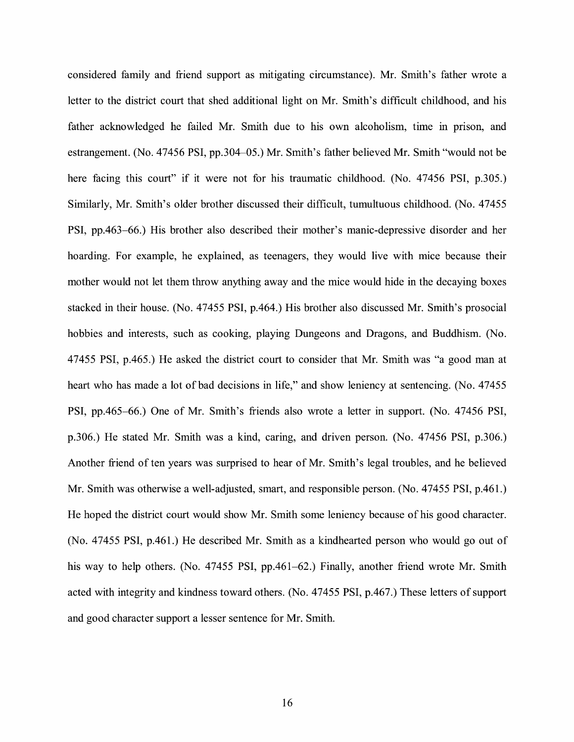considered family and friend support as mitigating circumstance). Mr. Smith's father wrote a letter to the district court that shed additional light on Mr. Smith's difficult childhood, and his father acknowledged he failed Mr. Smith due to his own alcoholism, time in prison, and estrangement. (No. 47456 PSI, pp.304–05.) Mr. Smith's father believed Mr. Smith "would not be here facing this court" if it were not for his traumatic childhood. (No. 47456 PSI, p.305.) Similarly, Mr. Smith's older brother discussed their difficult, tumultuous childhood. (No. 47455 PSI, pp.463–66.) His brother also described their mother's manic-depressive disorder and her hoarding. For example, he explained, as teenagers, they would live with mice because their mother would not let them throw anything away and the mice would hide in the decaying boxes stacked in their house. (No. 47455 PSI, p.464.) His brother also discussed Mr. Smith's prosocial hobbies and interests, such as cooking, playing Dungeons and Dragons, and Buddhism. (No. 47455 PSI, p.465.) He asked the district court to consider that Mr. Smith was "a good man at heart who has made a lot of bad decisions in life," and show leniency at sentencing. (No. 47455 PSI, pp.465–66.) One of Mr. Smith's friends also wrote a letter in support. (No. 47456 PSI, p.306.) He stated Mr. Smith was a kind, caring, and driven person. (No. 47456 PSI, p.306.) Another friend of ten years was surprised to hear of Mr. Smith's legal troubles, and he believed Mr. Smith was otherwise a well-adjusted, smart, and responsible person. (No. 47455 PSI, p.461.) He hoped the district court would show Mr. Smith some leniency because of his good character. (No. 47455 PSI, p.461.) He described Mr. Smith as a kindhearted person who would go out of his way to help others. (No. 47455 PSI, pp.461–62.) Finally, another friend wrote Mr. Smith acted with integrity and kindness toward others. (No. 47455 PSI, p.467.) These letters of support and good character support a lesser sentence for Mr. Smith.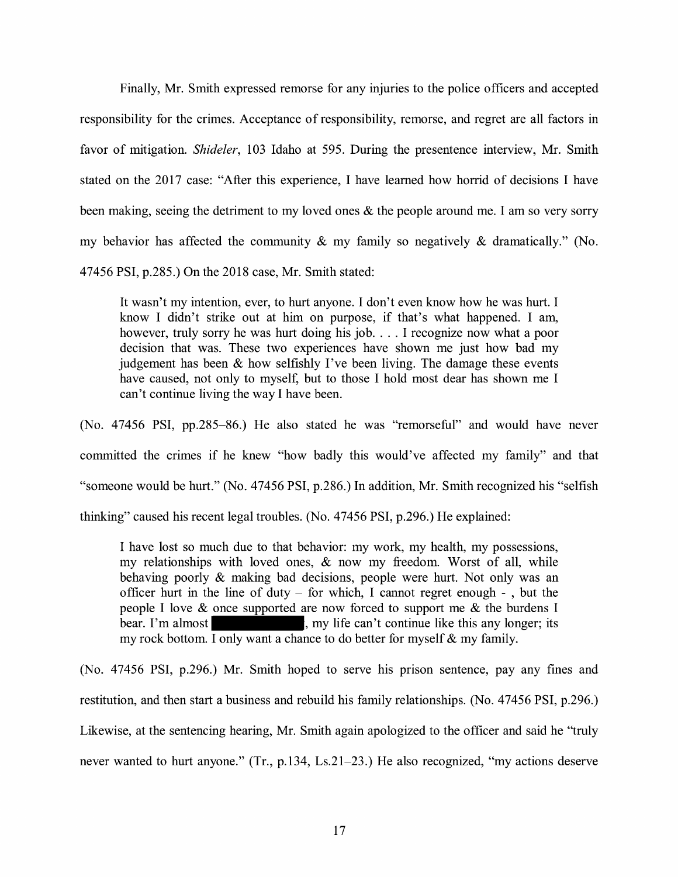Finally, Mr. Smith expressed remorse for any injuries to the police officers and accepted responsibility for the crimes. Acceptance of responsibility, remorse, and regret are all factors in favor of mitigation. *Shideler*, 103 Idaho at 595. During the presentence interview, Mr. Smith stated on the 2017 case: "After this experience, I have learned how horrid of decisions I have been making, seeing the detriment to my loved ones & the people around me. I am so very sorry my behavior has affected the community & my family so negatively & dramatically." (No. 47456 PSI, p.285.) On the 2018 case, Mr. Smith stated:

> It wasn't my intention, ever, to hurt anyone. I don't even know how he was hurt. I know I didn't strike out at him on purpose, if that's what happened. I am, however, truly sorry he was hurt doing his job. . . . I recognize now what a poor decision that was. These two experiences have shown me just how bad my judgement has been & how selfishly I've been living. The damage these events have caused, not only to myself, but to those I hold most dear has shown me I can't continue living the way I have been.

(No. 47456 PSI, pp.285–86.) He also stated he was "remorseful" and would have never committed the crimes if he knew "how badly this would've affected my family" and that "someone would be hurt." (No. 47456 PSI, p.286.) In addition, Mr. Smith recognized his "selfish thinking" caused his recent legal troubles. (No. 47456 PSI, p.296.) He explained:

> I have lost so much due to that behavior: my work, my health, my possessions, my relationships with loved ones, & now my freedom. Worst of all, while behaving poorly & making bad decisions, people were hurt. Not only was an officer hurt in the line of duty – for which, I cannot regret enough - , but the people I love & once supported are now forced to support me & the burdens I bear. I'm almost [REDACTED], my life can't continue like this any longer; its my rock bottom. I only want a chance to do better for myself & my family.

(No. 47456 PSI, p.296.) Mr. Smith hoped to serve his prison sentence, pay any fines and restitution, and then start a business and rebuild his family relationships. (No. 47456 PSI, p.296.) Likewise, at the sentencing hearing, Mr. Smith again apologized to the officer and said he "truly never wanted to hurt anyone." (Tr., p.134, Ls.21–23.) He also recognized, "my actions deserve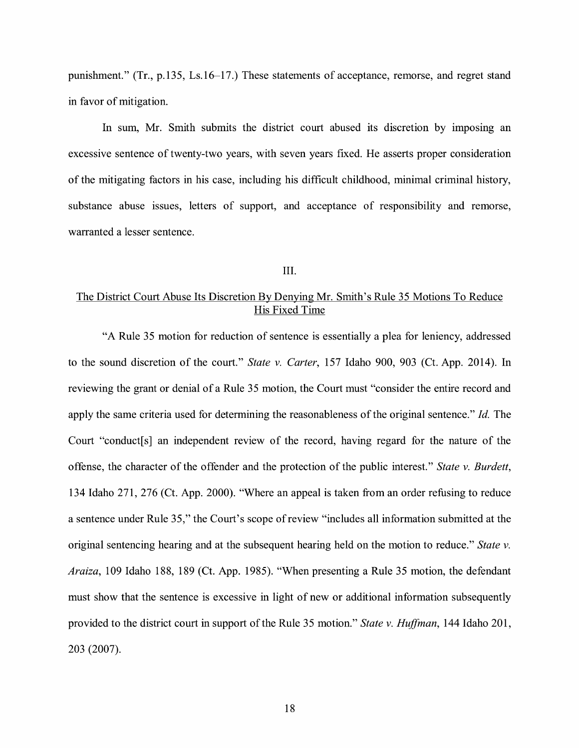punishment." (Tr., p.135, Ls.16–17.) These statements of acceptance, remorse, and regret stand in favor of mitigation.

In sum, Mr. Smith submits the district court abused its discretion by imposing an excessive sentence of twenty-two years, with seven years fixed. He asserts proper consideration of the mitigating factors in his case, including his difficult childhood, minimal criminal history, substance abuse issues, letters of support, and acceptance of responsibility and remorse, warranted a lesser sentence.

III.

The District Court Abuse Its Discretion By Denying Mr. Smith's Rule 35 Motions To Reduce His Fixed Time

"A Rule 35 motion for reduction of sentence is essentially a plea for leniency, addressed to the sound discretion of the court." *State v. Carter*, 157 Idaho 900, 903 (Ct. App. 2014). In reviewing the grant or denial of a Rule 35 motion, the Court must "consider the entire record and apply the same criteria used for determining the reasonableness of the original sentence." *Id.* The Court "conduct[s] an independent review of the record, having regard for the nature of the offense, the character of the offender and the protection of the public interest." *State v. Burdett*, 134 Idaho 271, 276 (Ct. App. 2000). "Where an appeal is taken from an order refusing to reduce a sentence under Rule 35," the Court's scope of review "includes all information submitted at the original sentencing hearing and at the subsequent hearing held on the motion to reduce." *State v. Araiza*, 109 Idaho 188, 189 (Ct. App. 1985). "When presenting a Rule 35 motion, the defendant must show that the sentence is excessive in light of new or additional information subsequently provided to the district court in support of the Rule 35 motion." *State v. Huffman*, 144 Idaho 201, 203 (2007).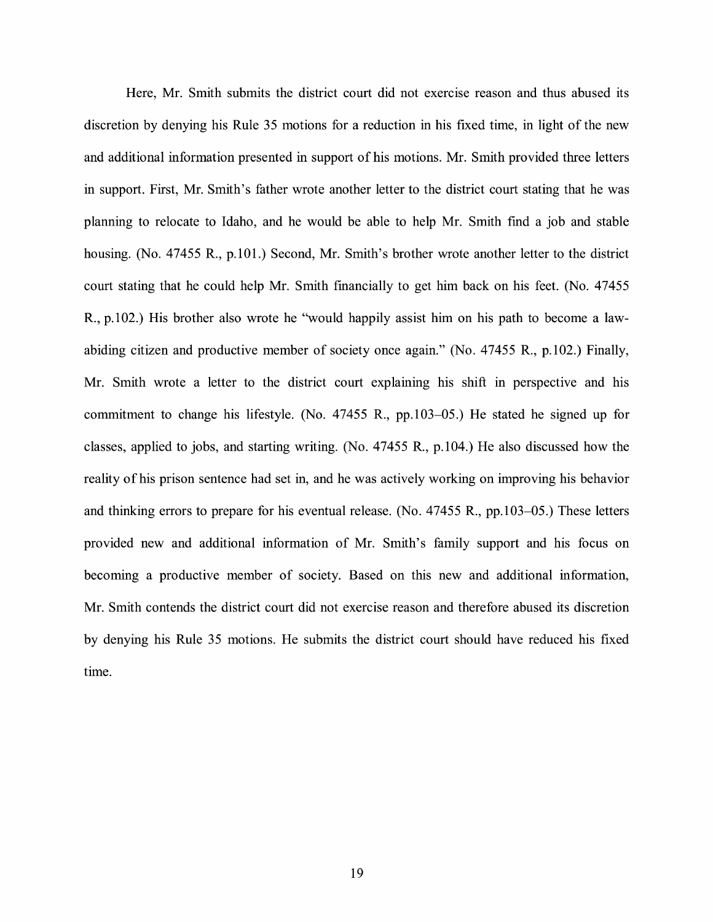Here, Mr. Smith submits the district court did not exercise reason and thus abused its discretion by denying his Rule 35 motions for a reduction in his fixed time, in light of the new and additional information presented in support of his motions. Mr. Smith provided three letters in support. First, Mr. Smith's father wrote another letter to the district court stating that he was planning to relocate to Idaho, and he would be able to help Mr. Smith find a job and stable housing. (No. 47455 R., p.101.) Second, Mr. Smith's brother wrote another letter to the district court stating that he could help Mr. Smith financially to get him back on his feet. (No. 47455 R., p.102.) His brother also wrote he "would happily assist him on his path to become a law-abiding citizen and productive member of society once again." (No. 47455 R., p.102.) Finally, Mr. Smith wrote a letter to the district court explaining his shift in perspective and his commitment to change his lifestyle. (No. 47455 R., pp.103–05.) He stated he signed up for classes, applied to jobs, and starting writing. (No. 47455 R., p.104.) He also discussed how the reality of his prison sentence had set in, and he was actively working on improving his behavior and thinking errors to prepare for his eventual release. (No. 47455 R., pp.103–05.) These letters provided new and additional information of Mr. Smith's family support and his focus on becoming a productive member of society. Based on this new and additional information, Mr. Smith contends the district court did not exercise reason and therefore abused its discretion by denying his Rule 35 motions. He submits the district court should have reduced his fixed time.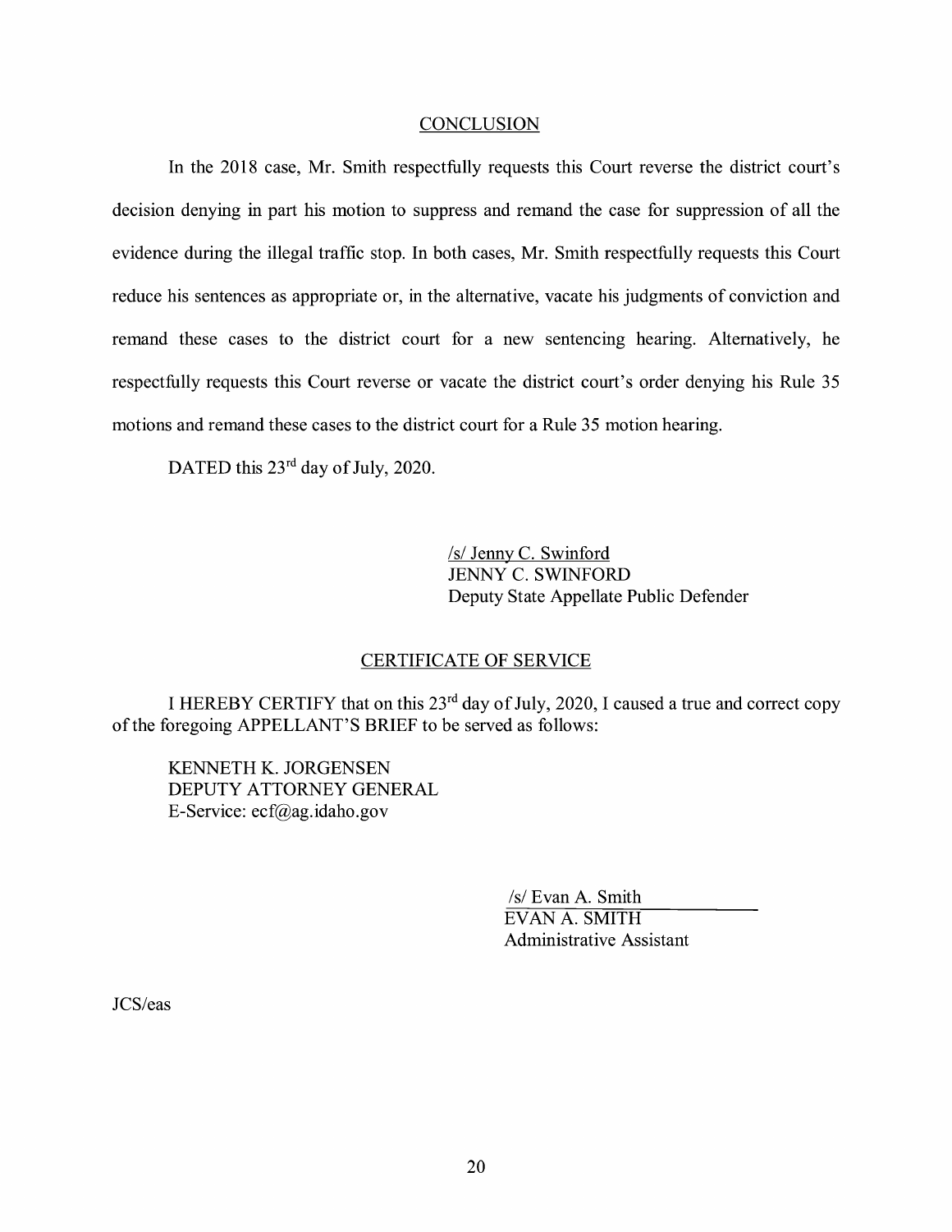## CONCLUSION

In the 2018 case, Mr. Smith respectfully requests this Court reverse the district court's decision denying in part his motion to suppress and remand the case for suppression of all the evidence during the illegal traffic stop. In both cases, Mr. Smith respectfully requests this Court reduce his sentences as appropriate or, in the alternative, vacate his judgments of conviction and remand these cases to the district court for a new sentencing hearing. Alternatively, he respectfully requests this Court reverse or vacate the district court's order denying his Rule 35 motions and remand these cases to the district court for a Rule 35 motion hearing.

DATED this 23rd day of July, 2020.

/s/ Jenny C. Swinford
JENNY C. SWINFORD
Deputy State Appellate Public Defender

## CERTIFICATE OF SERVICE

I HEREBY CERTIFY that on this 23rd day of July, 2020, I caused a true and correct copy of the foregoing APPELLANT'S BRIEF to be served as follows:

KENNETH K. JORGENSEN
DEPUTY ATTORNEY GENERAL
E-Service: ecf@ag.idaho.gov

/s/ Evan A. Smith
EVAN A. SMITH
Administrative Assistant

JCS/eas